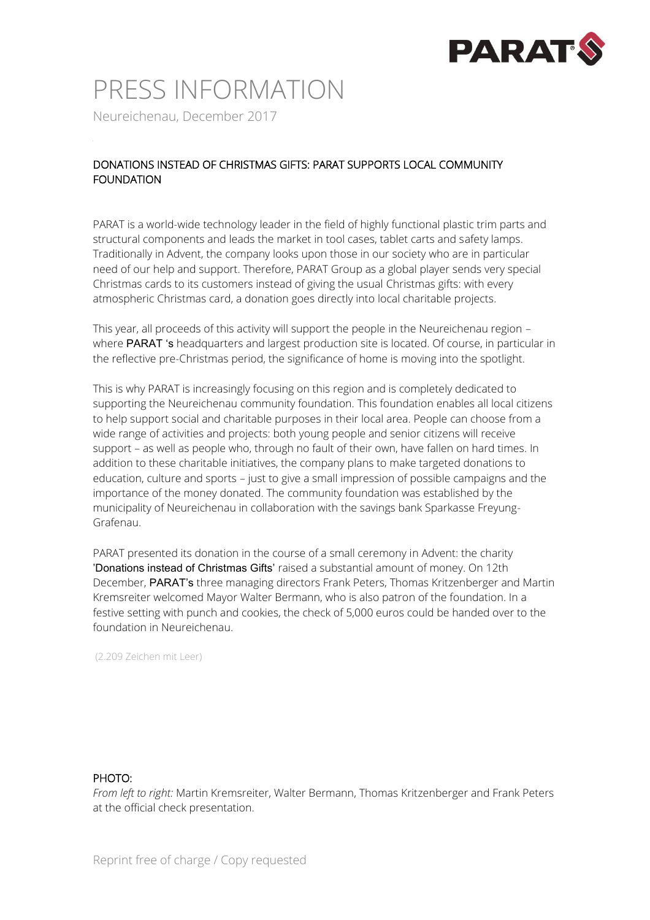# PRESS INFORMATION

Neureichenau, December 2017

## DONATIONS INSTEAD OF CHRISTMAS GIFTS: PARAT SUPPORTS LOCAL COMMUNITY FOUNDATION

PARAT is a world-wide technology leader in the field of highly functional plastic trim parts and structural components and leads the market in tool cases, tablet carts and safety lamps. Traditionally in Advent, the company looks upon those in our society who are in particular need of our help and support. Therefore, PARAT Group as a global player sends very special Christmas cards to its customers instead of giving the usual Christmas gifts: with every atmospheric Christmas card, a donation goes directly into local charitable projects.

This year, all proceeds of this activity will support the people in the Neureichenau region – where PARAT 's headquarters and largest production site is located. Of course, in particular in the reflective pre-Christmas period, the significance of home is moving into the spotlight.

This is why PARAT is increasingly focusing on this region and is completely dedicated to supporting the Neureichenau community foundation. This foundation enables all local citizens to help support social and charitable purposes in their local area. People can choose from a wide range of activities and projects: both young people and senior citizens will receive support – as well as people who, through no fault of their own, have fallen on hard times. In addition to these charitable initiatives, the company plans to make targeted donations to education, culture and sports – just to give a small impression of possible campaigns and the importance of the money donated. The community foundation was established by the municipality of Neureichenau in collaboration with the savings bank Sparkasse Freyung-Grafenau.

PARAT presented its donation in the course of a small ceremony in Advent: the charity 'Donations instead of Christmas Gifts' raised a substantial amount of money. On 12th December, PARAT's three managing directors Frank Peters, Thomas Kritzenberger and Martin Kremsreiter welcomed Mayor Walter Bermann, who is also patron of the foundation. In a festive setting with punch and cookies, the check of 5,000 euros could be handed over to the foundation in Neureichenau.

(2.209 Zeichen mit Leer)

PHOTO:

*From left to right:* Martin Kremsreiter, Walter Bermann, Thomas Kritzenberger and Frank Peters at the official check presentation.

Reprint free of charge / Copy requested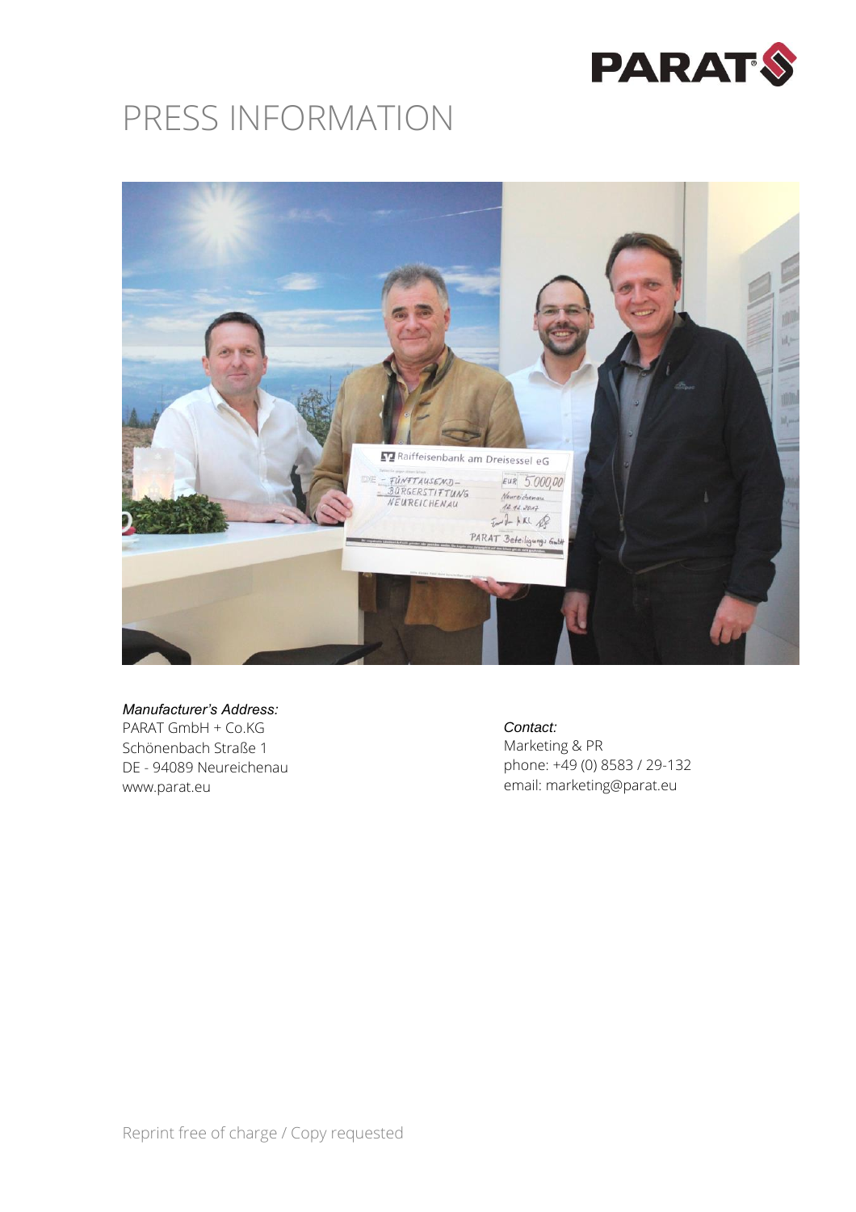# PRESS INFORMATION

*Manufacturer's Address:*
PARAT GmbH + Co.KG
Schönenbach Straße 1
DE - 94089 Neureichenau
www.parat.eu

*Contact:*
Marketing & PR
phone: +49 (0) 8583 / 29-132
email: marketing@parat.eu

Reprint free of charge / Copy requested